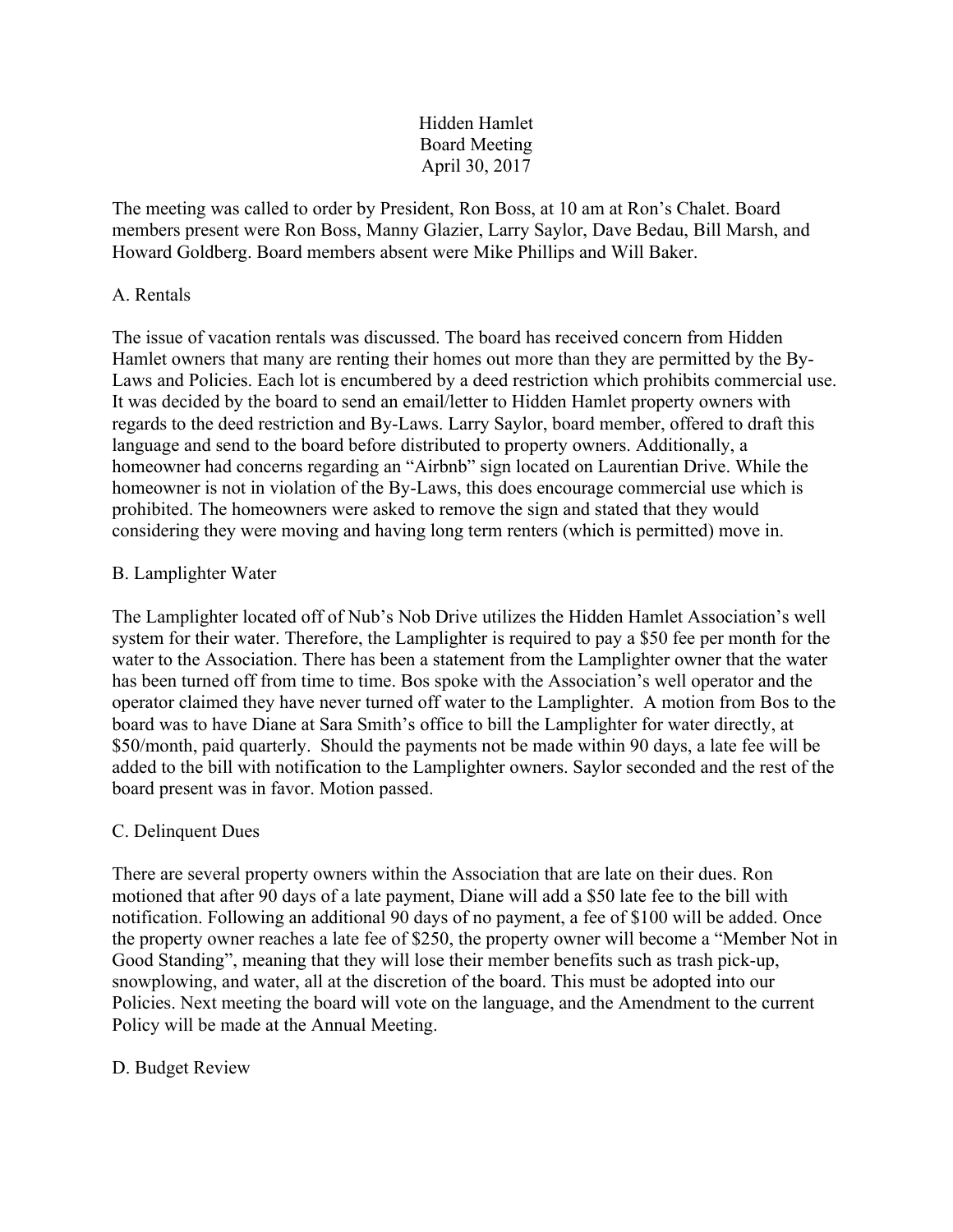# Hidden Hamlet
## Board Meeting
### April 30, 2017

The meeting was called to order by President, Ron Boss, at 10 am at Ron's Chalet. Board members present were Ron Boss, Manny Glazier, Larry Saylor, Dave Bedau, Bill Marsh, and Howard Goldberg. Board members absent were Mike Phillips and Will Baker.

## A. Rentals

The issue of vacation rentals was discussed. The board has received concern from Hidden Hamlet owners that many are renting their homes out more than they are permitted by the By-Laws and Policies. Each lot is encumbered by a deed restriction which prohibits commercial use. It was decided by the board to send an email/letter to Hidden Hamlet property owners with regards to the deed restriction and By-Laws. Larry Saylor, board member, offered to draft this language and send to the board before distributed to property owners. Additionally, a homeowner had concerns regarding an "Airbnb" sign located on Laurentian Drive. While the homeowner is not in violation of the By-Laws, this does encourage commercial use which is prohibited. The homeowners were asked to remove the sign and stated that they would considering they were moving and having long term renters (which is permitted) move in.

## B. Lamplighter Water

The Lamplighter located off of Nub's Nob Drive utilizes the Hidden Hamlet Association's well system for their water. Therefore, the Lamplighter is required to pay a $50 fee per month for the water to the Association. There has been a statement from the Lamplighter owner that the water has been turned off from time to time. Bos spoke with the Association's well operator and the operator claimed they have never turned off water to the Lamplighter. A motion from Bos to the board was to have Diane at Sara Smith's office to bill the Lamplighter for water directly, at $50/month, paid quarterly. Should the payments not be made within 90 days, a late fee will be added to the bill with notification to the Lamplighter owners. Saylor seconded and the rest of the board present was in favor. Motion passed.

## C. Delinquent Dues

There are several property owners within the Association that are late on their dues. Ron motioned that after 90 days of a late payment, Diane will add a $50 late fee to the bill with notification. Following an additional 90 days of no payment, a fee of $100 will be added. Once the property owner reaches a late fee of $250, the property owner will become a "Member Not in Good Standing", meaning that they will lose their member benefits such as trash pick-up, snowplowing, and water, all at the discretion of the board. This must be adopted into our Policies. Next meeting the board will vote on the language, and the Amendment to the current Policy will be made at the Annual Meeting.

## D. Budget Review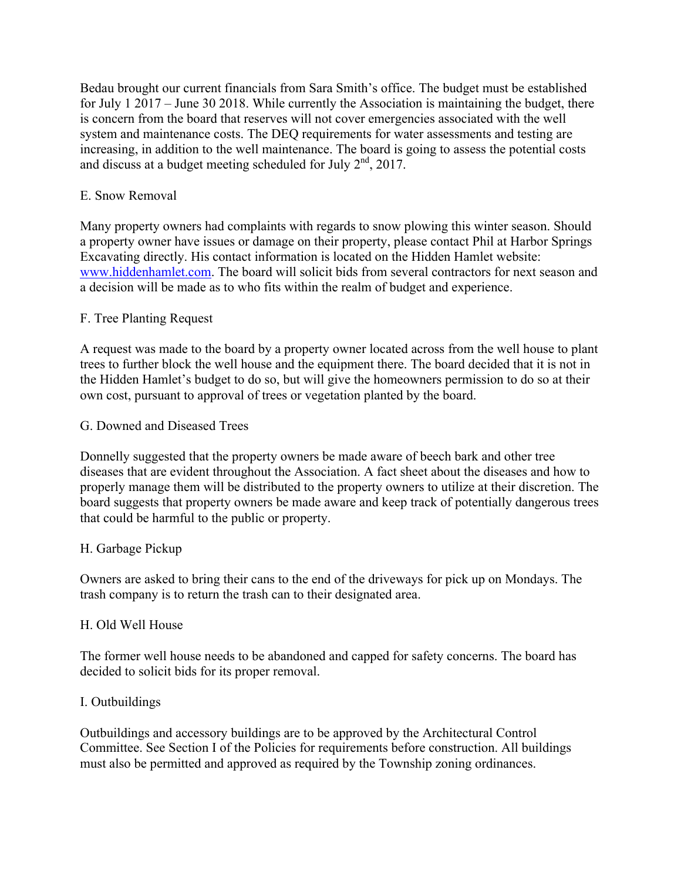Bedau brought our current financials from Sara Smith's office. The budget must be established for July 1 2017 – June 30 2018. While currently the Association is maintaining the budget, there is concern from the board that reserves will not cover emergencies associated with the well system and maintenance costs. The DEQ requirements for water assessments and testing are increasing, in addition to the well maintenance. The board is going to assess the potential costs and discuss at a budget meeting scheduled for July 2nd, 2017.

E. Snow Removal

Many property owners had complaints with regards to snow plowing this winter season. Should a property owner have issues or damage on their property, please contact Phil at Harbor Springs Excavating directly. His contact information is located on the Hidden Hamlet website: www.hiddenhamlet.com. The board will solicit bids from several contractors for next season and a decision will be made as to who fits within the realm of budget and experience.

F. Tree Planting Request

A request was made to the board by a property owner located across from the well house to plant trees to further block the well house and the equipment there. The board decided that it is not in the Hidden Hamlet's budget to do so, but will give the homeowners permission to do so at their own cost, pursuant to approval of trees or vegetation planted by the board.

G. Downed and Diseased Trees

Donnelly suggested that the property owners be made aware of beech bark and other tree diseases that are evident throughout the Association. A fact sheet about the diseases and how to properly manage them will be distributed to the property owners to utilize at their discretion. The board suggests that property owners be made aware and keep track of potentially dangerous trees that could be harmful to the public or property.

H. Garbage Pickup

Owners are asked to bring their cans to the end of the driveways for pick up on Mondays. The trash company is to return the trash can to their designated area.

H. Old Well House

The former well house needs to be abandoned and capped for safety concerns. The board has decided to solicit bids for its proper removal.

I. Outbuildings

Outbuildings and accessory buildings are to be approved by the Architectural Control Committee. See Section I of the Policies for requirements before construction. All buildings must also be permitted and approved as required by the Township zoning ordinances.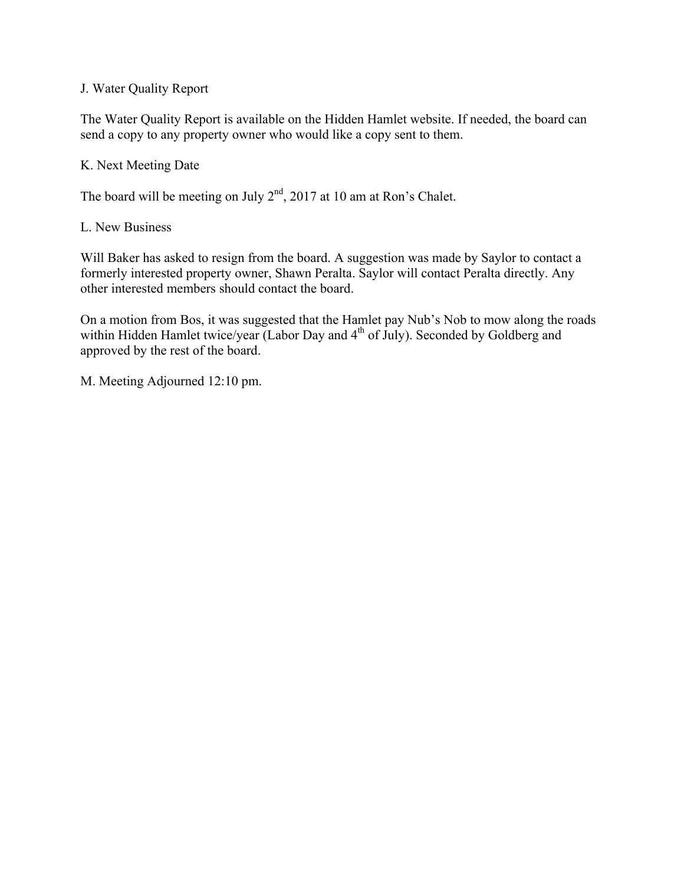J. Water Quality Report

The Water Quality Report is available on the Hidden Hamlet website. If needed, the board can send a copy to any property owner who would like a copy sent to them.

K. Next Meeting Date

The board will be meeting on July 2nd, 2017 at 10 am at Ron's Chalet.

L. New Business

Will Baker has asked to resign from the board. A suggestion was made by Saylor to contact a formerly interested property owner, Shawn Peralta. Saylor will contact Peralta directly. Any other interested members should contact the board.

On a motion from Bos, it was suggested that the Hamlet pay Nub's Nob to mow along the roads within Hidden Hamlet twice/year (Labor Day and 4th of July). Seconded by Goldberg and approved by the rest of the board.

M. Meeting Adjourned 12:10 pm.